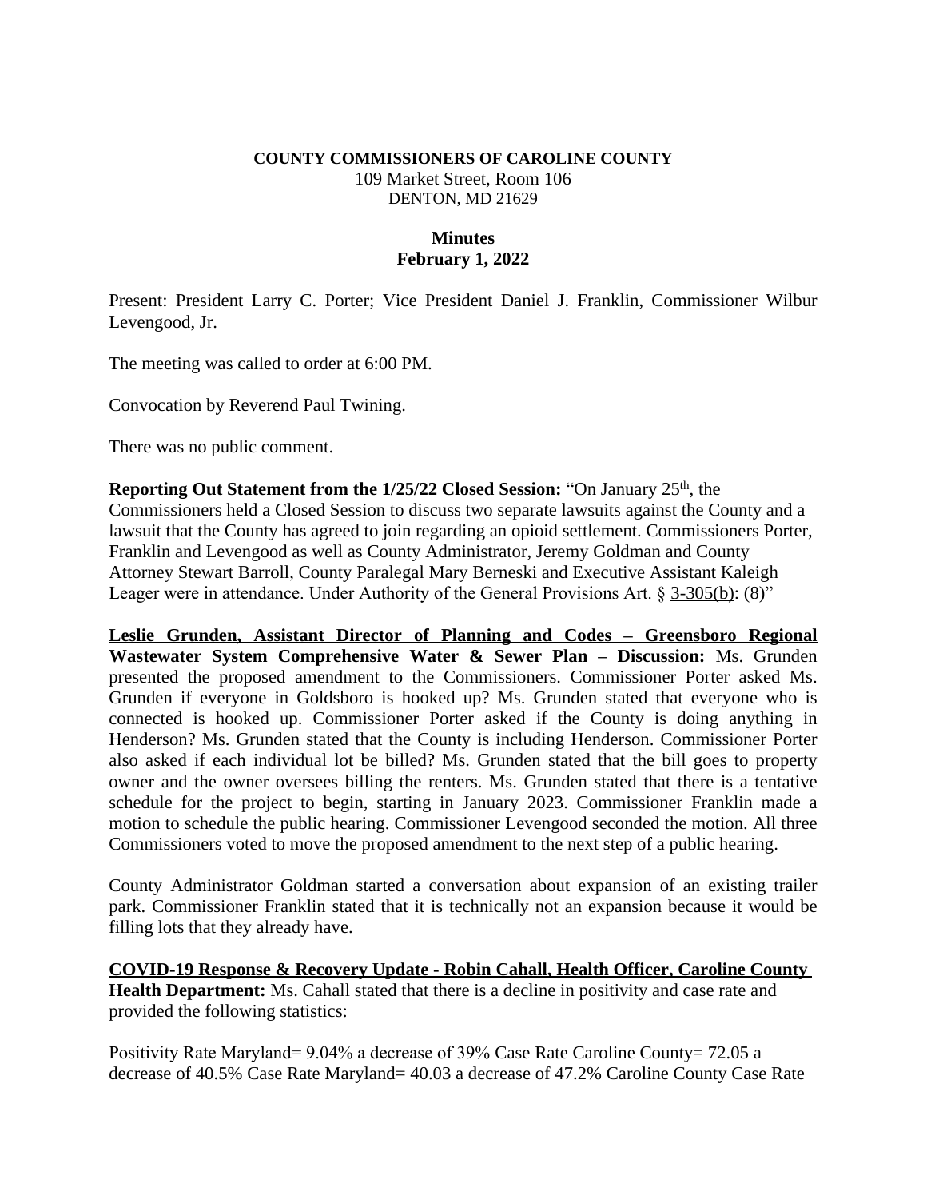**COUNTY COMMISSIONERS OF CAROLINE COUNTY**
109 Market Street, Room 106
DENTON, MD 21629

**Minutes**
**February 1, 2022**

Present: President Larry C. Porter; Vice President Daniel J. Franklin, Commissioner Wilbur Levengood, Jr.

The meeting was called to order at 6:00 PM.

Convocation by Reverend Paul Twining.

There was no public comment.

**Reporting Out Statement from the 1/25/22 Closed Session:** "On January 25th, the Commissioners held a Closed Session to discuss two separate lawsuits against the County and a lawsuit that the County has agreed to join regarding an opioid settlement. Commissioners Porter, Franklin and Levengood as well as County Administrator, Jeremy Goldman and County Attorney Stewart Barroll, County Paralegal Mary Berneski and Executive Assistant Kaleigh Leager were in attendance. Under Authority of the General Provisions Art. § 3-305(b): (8)"

**Leslie Grunden, Assistant Director of Planning and Codes – Greensboro Regional Wastewater System Comprehensive Water & Sewer Plan – Discussion:** Ms. Grunden presented the proposed amendment to the Commissioners. Commissioner Porter asked Ms. Grunden if everyone in Goldsboro is hooked up? Ms. Grunden stated that everyone who is connected is hooked up. Commissioner Porter asked if the County is doing anything in Henderson? Ms. Grunden stated that the County is including Henderson. Commissioner Porter also asked if each individual lot be billed? Ms. Grunden stated that the bill goes to property owner and the owner oversees billing the renters. Ms. Grunden stated that there is a tentative schedule for the project to begin, starting in January 2023. Commissioner Franklin made a motion to schedule the public hearing. Commissioner Levengood seconded the motion. All three Commissioners voted to move the proposed amendment to the next step of a public hearing.

County Administrator Goldman started a conversation about expansion of an existing trailer park. Commissioner Franklin stated that it is technically not an expansion because it would be filling lots that they already have.

**COVID-19 Response & Recovery Update - Robin Cahall, Health Officer, Caroline County Health Department:** Ms. Cahall stated that there is a decline in positivity and case rate and provided the following statistics:

Positivity Rate Maryland= 9.04% a decrease of 39% Case Rate Caroline County= 72.05 a decrease of 40.5% Case Rate Maryland= 40.03 a decrease of 47.2% Caroline County Case Rate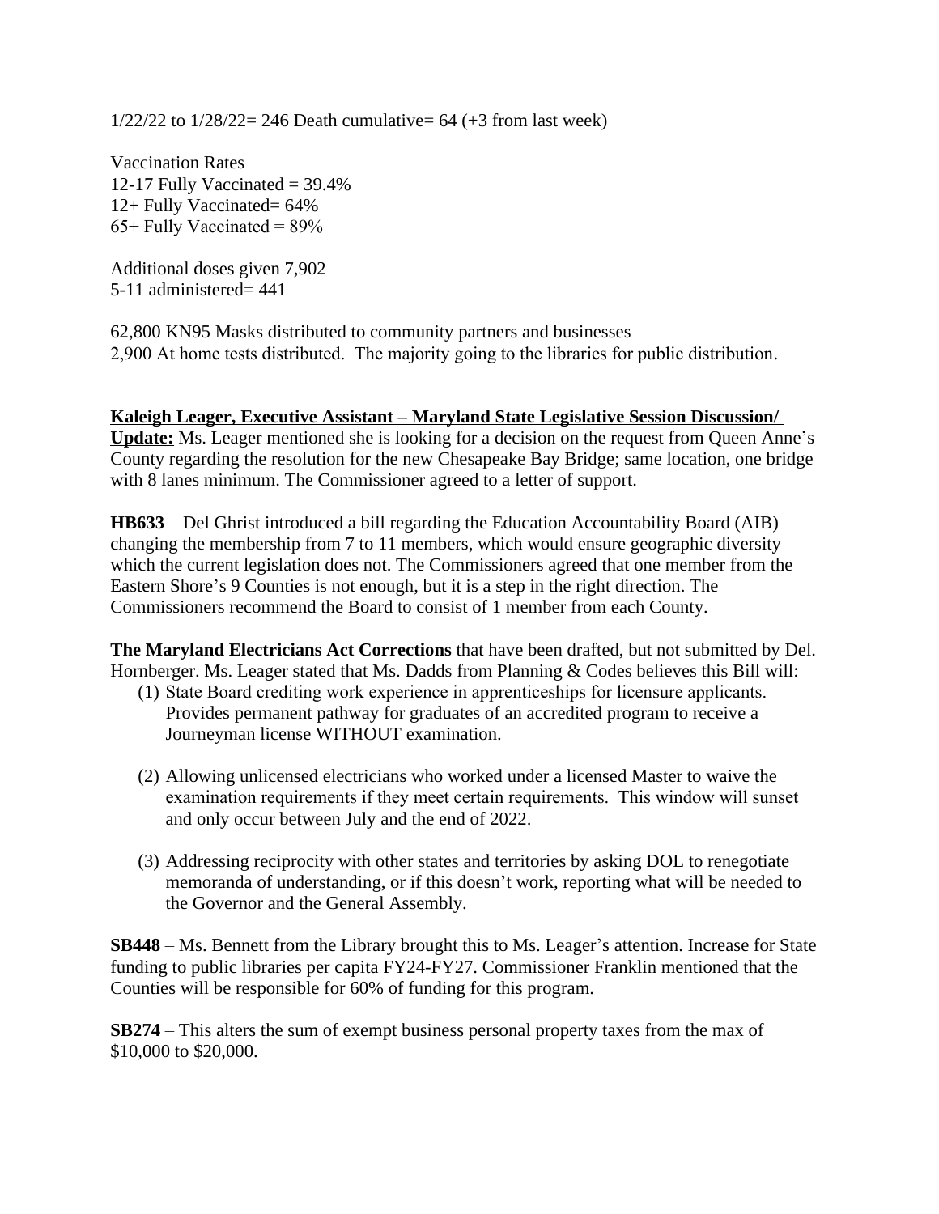1/22/22 to 1/28/22= 246 Death cumulative= 64 (+3 from last week)

Vaccination Rates
12-17 Fully Vaccinated = 39.4%
12+ Fully Vaccinated= 64%
65+ Fully Vaccinated = 89%

Additional doses given 7,902
5-11 administered= 441

62,800 KN95 Masks distributed to community partners and businesses
2,900 At home tests distributed. The majority going to the libraries for public distribution.

**Kaleigh Leager, Executive Assistant – Maryland State Legislative Session Discussion/ Update:** Ms. Leager mentioned she is looking for a decision on the request from Queen Anne's County regarding the resolution for the new Chesapeake Bay Bridge; same location, one bridge with 8 lanes minimum. The Commissioner agreed to a letter of support.

**HB633** – Del Ghrist introduced a bill regarding the Education Accountability Board (AIB) changing the membership from 7 to 11 members, which would ensure geographic diversity which the current legislation does not. The Commissioners agreed that one member from the Eastern Shore's 9 Counties is not enough, but it is a step in the right direction. The Commissioners recommend the Board to consist of 1 member from each County.

**The Maryland Electricians Act Corrections** that have been drafted, but not submitted by Del. Hornberger. Ms. Leager stated that Ms. Dadds from Planning & Codes believes this Bill will:

(1) State Board crediting work experience in apprenticeships for licensure applicants. Provides permanent pathway for graduates of an accredited program to receive a Journeyman license WITHOUT examination.

(2) Allowing unlicensed electricians who worked under a licensed Master to waive the examination requirements if they meet certain requirements. This window will sunset and only occur between July and the end of 2022.

(3) Addressing reciprocity with other states and territories by asking DOL to renegotiate memoranda of understanding, or if this doesn't work, reporting what will be needed to the Governor and the General Assembly.

**SB448** – Ms. Bennett from the Library brought this to Ms. Leager's attention. Increase for State funding to public libraries per capita FY24-FY27. Commissioner Franklin mentioned that the Counties will be responsible for 60% of funding for this program.

**SB274** – This alters the sum of exempt business personal property taxes from the max of \$10,000 to \$20,000.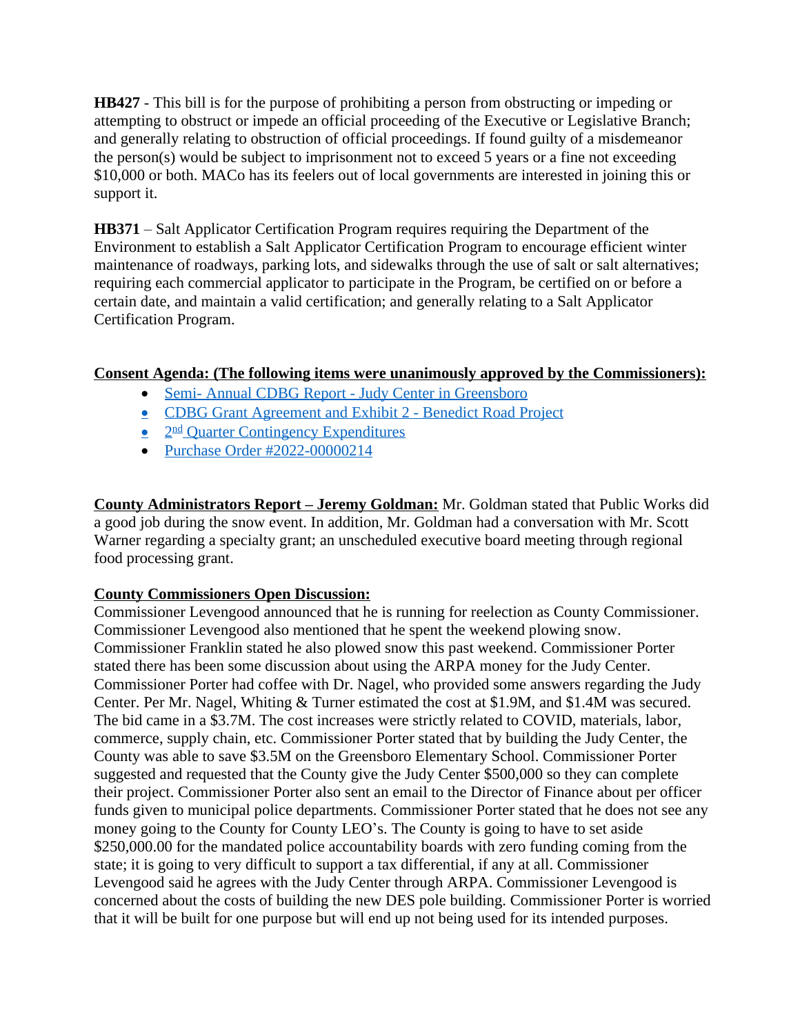**HB427** - This bill is for the purpose of prohibiting a person from obstructing or impeding or attempting to obstruct or impede an official proceeding of the Executive or Legislative Branch; and generally relating to obstruction of official proceedings. If found guilty of a misdemeanor the person(s) would be subject to imprisonment not to exceed 5 years or a fine not exceeding $10,000 or both. MACo has its feelers out of local governments are interested in joining this or support it.

**HB371** – Salt Applicator Certification Program requires requiring the Department of the Environment to establish a Salt Applicator Certification Program to encourage efficient winter maintenance of roadways, parking lots, and sidewalks through the use of salt or salt alternatives; requiring each commercial applicator to participate in the Program, be certified on or before a certain date, and maintain a valid certification; and generally relating to a Salt Applicator Certification Program.

**Consent Agenda: (The following items were unanimously approved by the Commissioners):**

- Semi- Annual CDBG Report - Judy Center in Greensboro
- CDBG Grant Agreement and Exhibit 2 - Benedict Road Project
- 2nd Quarter Contingency Expenditures
- Purchase Order #2022-00000214

**County Administrators Report – Jeremy Goldman:** Mr. Goldman stated that Public Works did a good job during the snow event. In addition, Mr. Goldman had a conversation with Mr. Scott Warner regarding a specialty grant; an unscheduled executive board meeting through regional food processing grant.

**County Commissioners Open Discussion:**
Commissioner Levengood announced that he is running for reelection as County Commissioner. Commissioner Levengood also mentioned that he spent the weekend plowing snow. Commissioner Franklin stated he also plowed snow this past weekend. Commissioner Porter stated there has been some discussion about using the ARPA money for the Judy Center. Commissioner Porter had coffee with Dr. Nagel, who provided some answers regarding the Judy Center. Per Mr. Nagel, Whiting & Turner estimated the cost at $1.9M, and $1.4M was secured. The bid came in a $3.7M. The cost increases were strictly related to COVID, materials, labor, commerce, supply chain, etc. Commissioner Porter stated that by building the Judy Center, the County was able to save $3.5M on the Greensboro Elementary School. Commissioner Porter suggested and requested that the County give the Judy Center $500,000 so they can complete their project. Commissioner Porter also sent an email to the Director of Finance about per officer funds given to municipal police departments. Commissioner Porter stated that he does not see any money going to the County for County LEO's. The County is going to have to set aside $250,000.00 for the mandated police accountability boards with zero funding coming from the state; it is going to very difficult to support a tax differential, if any at all. Commissioner Levengood said he agrees with the Judy Center through ARPA. Commissioner Levengood is concerned about the costs of building the new DES pole building. Commissioner Porter is worried that it will be built for one purpose but will end up not being used for its intended purposes.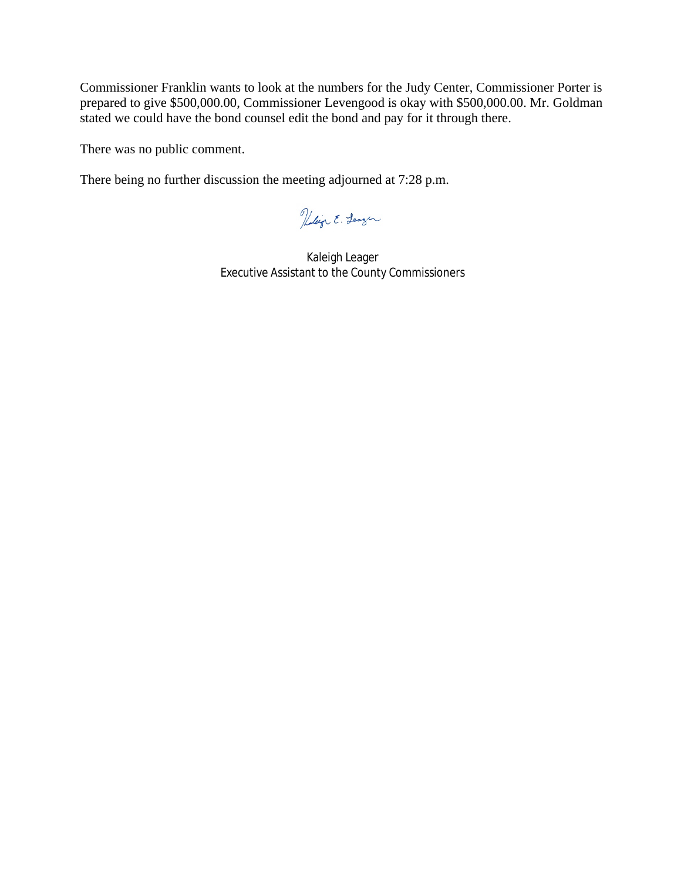Commissioner Franklin wants to look at the numbers for the Judy Center, Commissioner Porter is prepared to give $500,000.00, Commissioner Levengood is okay with $500,000.00. Mr. Goldman stated we could have the bond counsel edit the bond and pay for it through there.

There was no public comment.

There being no further discussion the meeting adjourned at 7:28 p.m.

Kaleigh E. Leager

Kaleigh Leager
Executive Assistant to the County Commissioners